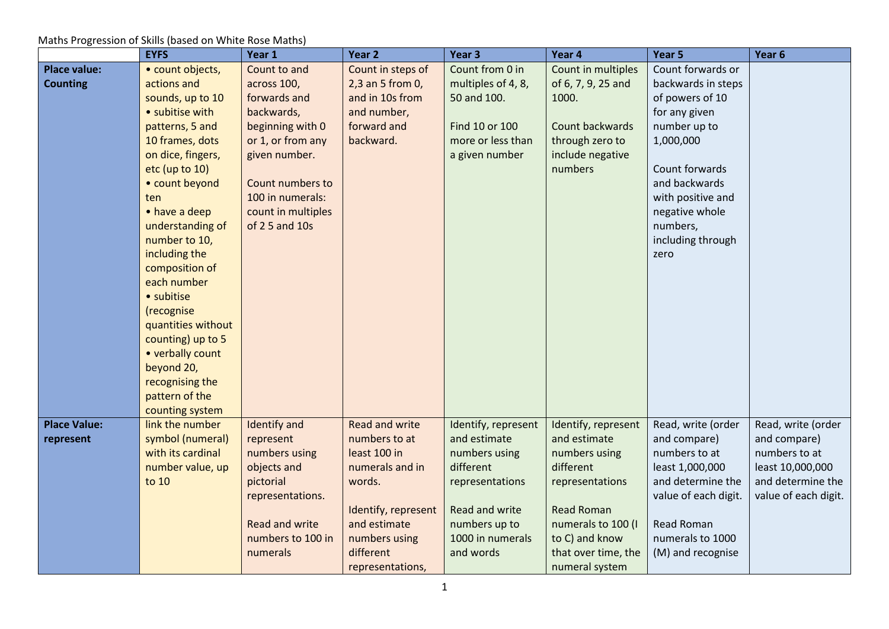Maths Progression of Skills (based on White Rose Maths)

| | EYFS | Year 1 | Year 2 | Year 3 | Year 4 | Year 5 | Year 6 |
|---|---|---|---|---|---|---|---|
| **Place value: Counting** | • count objects, actions and sounds, up to 10<br>• subitise with patterns, 5 and 10 frames, dots on dice, fingers, etc (up to 10)<br>• count beyond ten<br>• have a deep understanding of number to 10, including the composition of each number<br>• subitise (recognise quantities without counting) up to 5<br>• verbally count beyond 20, recognising the pattern of the counting system | Count to and across 100, forwards and backwards, beginning with 0 or 1, or from any given number.<br><br>Count numbers to 100 in numerals: count in multiples of 2 5 and 10s | Count in steps of 2,3 an 5 from 0, and in 10s from and number, forward and backward. | Count from 0 in multiples of 4, 8, 50 and 100.<br><br>Find 10 or 100 more or less than a given number | Count in multiples of 6, 7, 9, 25 and 1000.<br><br>Count backwards through zero to include negative numbers | Count forwards or backwards in steps of powers of 10 for any given number up to 1,000,000<br><br>Count forwards and backwards with positive and negative whole numbers, including through zero | |
| **Place Value: represent** | link the number symbol (numeral) with its cardinal number value, up to 10 | Identify and represent numbers using objects and pictorial representations.<br><br>Read and write numbers to 100 in numerals | Read and write numbers to at least 100 in numerals and in words.<br><br>Identify, represent and estimate numbers using different representations, | Identify, represent and estimate numbers using different representations<br><br>Read and write numbers up to 1000 in numerals and words | Identify, represent and estimate numbers using different representations<br><br>Read Roman numerals to 100 (I to C) and know that over time, the numeral system | Read, write (order and compare) numbers to at least 1,000,000 and determine the value of each digit.<br><br>Read Roman numerals to 1000 (M) and recognise | Read, write (order and compare) numbers to at least 10,000,000 and determine the value of each digit. |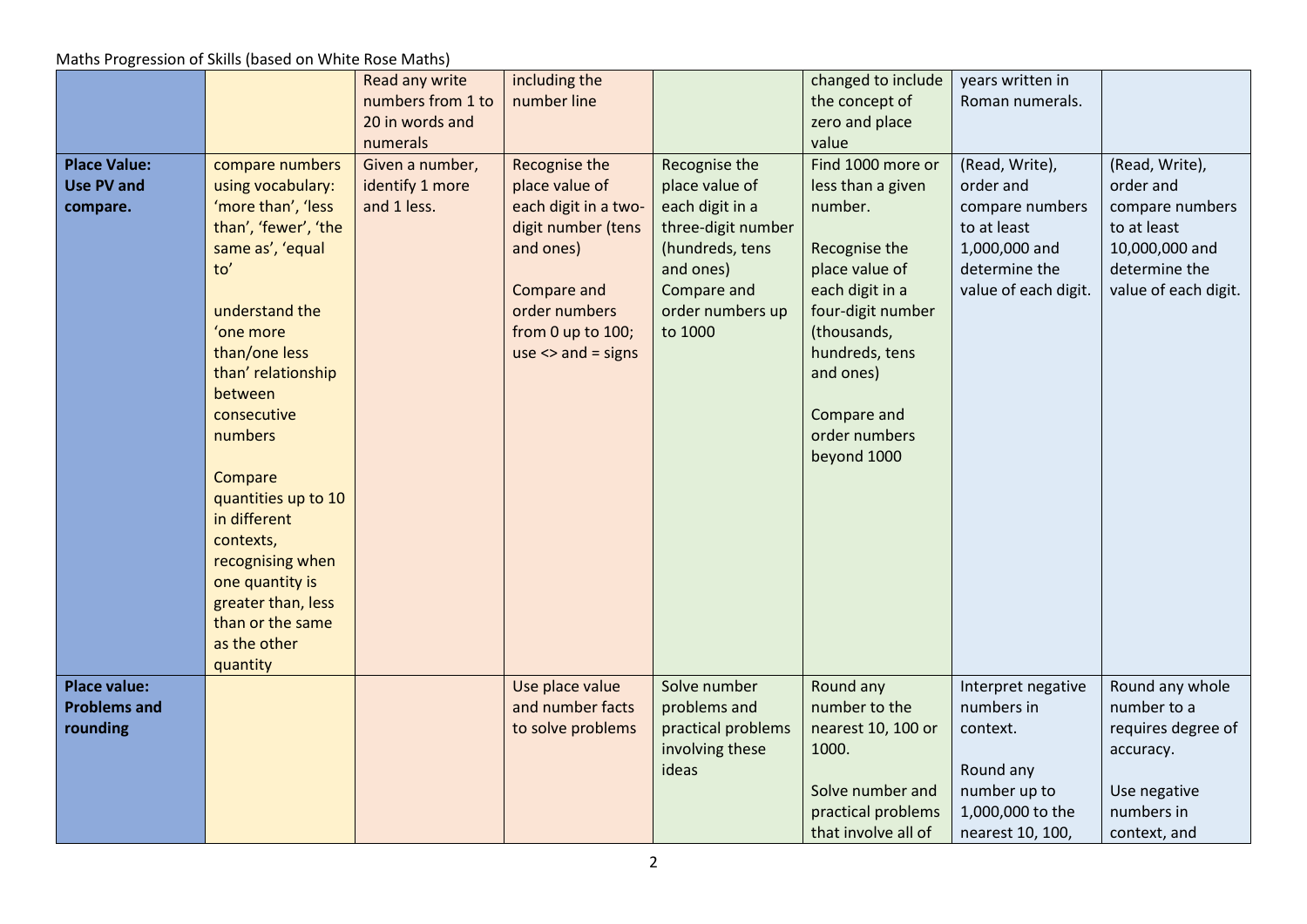Maths Progression of Skills (based on White Rose Maths)

| | | | | | | | |
|---|---|---|---|---|---|---|---|
| | | Read any write numbers from 1 to 20 in words and numerals | including the number line | | changed to include the concept of zero and place value | years written in Roman numerals. | |
| **Place Value: Use PV and compare.** | compare numbers using vocabulary: 'more than', 'less than', 'fewer', 'the same as', 'equal to'<br><br>understand the 'one more than/one less than' relationship between consecutive numbers<br><br>Compare quantities up to 10 in different contexts, recognising when one quantity is greater than, less than or the same as the other quantity | Given a number, identify 1 more and 1 less. | Recognise the place value of each digit in a two-digit number (tens and ones)<br><br>Compare and order numbers from 0 up to 100; use <> and = signs | Recognise the place value of each digit in a three-digit number (hundreds, tens and ones)<br>Compare and order numbers up to 1000 | Find 1000 more or less than a given number.<br><br>Recognise the place value of each digit in a four-digit number (thousands, hundreds, tens and ones)<br><br>Compare and order numbers beyond 1000 | (Read, Write), order and compare numbers to at least 1,000,000 and determine the value of each digit. | (Read, Write), order and compare numbers to at least 10,000,000 and determine the value of each digit. |
| **Place value: Problems and rounding** | | | Use place value and number facts to solve problems | Solve number problems and practical problems involving these ideas | Round any number to the nearest 10, 100 or 1000.<br><br>Solve number and practical problems that involve all of | Interpret negative numbers in context.<br><br>Round any number up to 1,000,000 to the nearest 10, 100, | Round any whole number to a requires degree of accuracy.<br><br>Use negative numbers in context, and |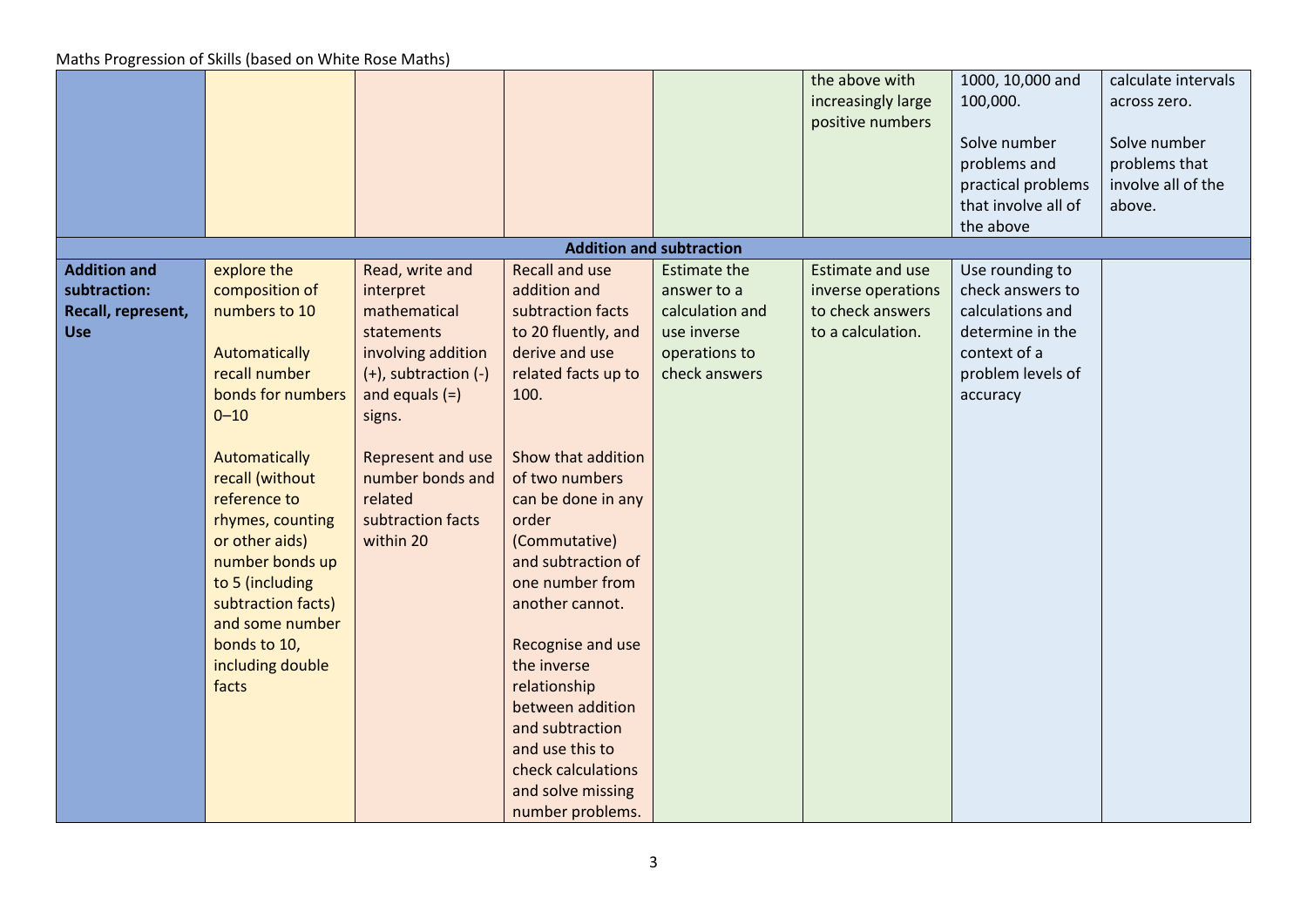Maths Progression of Skills (based on White Rose Maths)

| | | | | | | | |
|---|---|---|---|---|---|---|---|
| | | | | | the above with increasingly large positive numbers | 1000, 10,000 and 100,000.<br><br>Solve number problems and practical problems that involve all of the above | calculate intervals across zero.<br><br>Solve number problems that involve all of the above. |
| **Addition and subtraction** | | | | | | | |
| **Addition and subtraction: Recall, represent, Use** | explore the composition of numbers to 10<br><br>Automatically recall number bonds for numbers 0–10<br><br>Automatically recall (without reference to rhymes, counting or other aids) number bonds up to 5 (including subtraction facts) and some number bonds to 10, including double facts | Read, write and interpret mathematical statements involving addition (+), subtraction (-) and equals (=) signs.<br><br>Represent and use number bonds and related subtraction facts within 20 | Recall and use addition and subtraction facts to 20 fluently, and derive and use related facts up to 100.<br><br>Show that addition of two numbers can be done in any order (Commutative) and subtraction of one number from another cannot.<br><br>Recognise and use the inverse relationship between addition and subtraction and use this to check calculations and solve missing number problems. | Estimate the answer to a calculation and use inverse operations to check answers | Estimate and use inverse operations to check answers to a calculation. | Use rounding to check answers to calculations and determine in the context of a problem levels of accuracy | |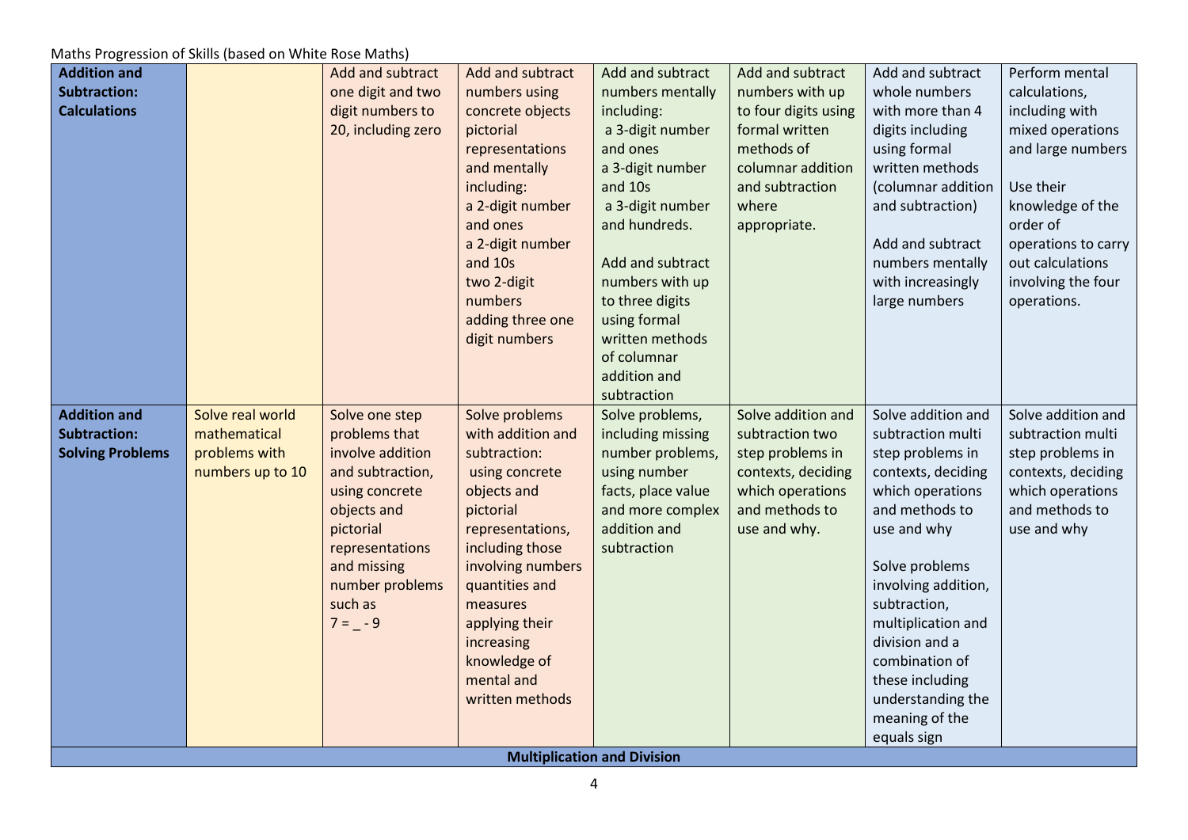Maths Progression of Skills (based on White Rose Maths)

| | | | | | | | |
|---|---|---|---|---|---|---|---|
| **Addition and Subtraction: Calculations** | | Add and subtract one digit and two digit numbers to 20, including zero | Add and subtract numbers using concrete objects pictorial representations and mentally including:<br>a 2-digit number and ones<br>a 2-digit number and 10s<br>two 2-digit numbers<br>adding three one digit numbers | Add and subtract numbers mentally including:<br>a 3-digit number and ones<br>a 3-digit number and 10s<br>a 3-digit number and hundreds.<br><br>Add and subtract numbers with up to three digits using formal written methods of columnar addition and subtraction | Add and subtract numbers with up to four digits using formal written methods of columnar addition and subtraction where appropriate. | Add and subtract whole numbers with more than 4 digits including using formal written methods (columnar addition and subtraction)<br><br>Add and subtract numbers mentally with increasingly large numbers | Perform mental calculations, including with mixed operations and large numbers<br><br>Use their knowledge of the order of operations to carry out calculations involving the four operations. |
| **Addition and Subtraction: Solving Problems** | Solve real world mathematical problems with numbers up to 10 | Solve one step problems that involve addition and subtraction, using concrete objects and pictorial representations and missing number problems such as<br>7 = _ - 9 | Solve problems with addition and subtraction:<br>using concrete objects and pictorial representations, including those involving numbers quantities and measures<br>applying their increasing knowledge of mental and written methods | Solve problems, including missing number problems, using number facts, place value and more complex addition and subtraction | Solve addition and subtraction two step problems in contexts, deciding which operations and methods to use and why. | Solve addition and subtraction multi step problems in contexts, deciding which operations and methods to use and why<br><br>Solve problems involving addition, subtraction, multiplication and division and a combination of these including understanding the meaning of the equals sign | Solve addition and subtraction multi step problems in contexts, deciding which operations and methods to use and why |
| **Multiplication and Division** | | | | | | | |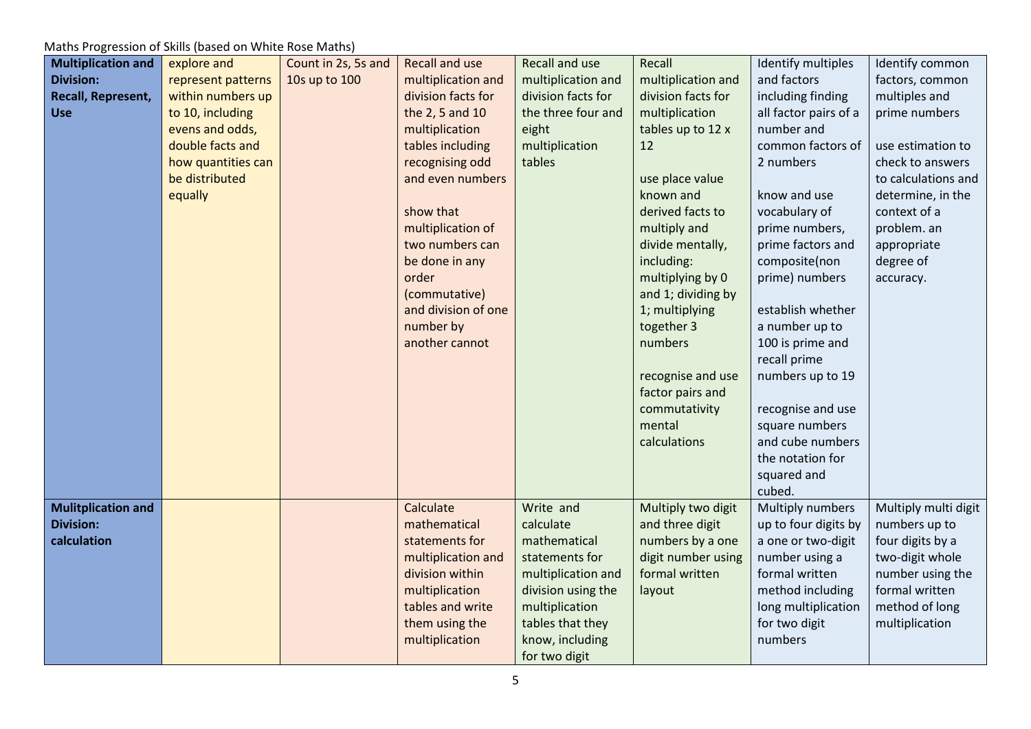Maths Progression of Skills (based on White Rose Maths)

| **Multiplication and Division: Recall, Represent, Use** | explore and represent patterns within numbers up to 10, including evens and odds, double facts and how quantities can be distributed equally | Count in 2s, 5s and 10s up to 100 | Recall and use multiplication and division facts for the 2, 5 and 10 multiplication tables including recognising odd and even numbers<br><br>show that multiplication of two numbers can be done in any order (commutative) and division of one number by another cannot | Recall and use multiplication and division facts for the three four and eight multiplication tables | Recall multiplication and division facts for multiplication tables up to 12 x 12<br><br>use place value known and derived facts to multiply and divide mentally, including: multiplying by 0 and 1; dividing by 1; multiplying together 3 numbers<br><br>recognise and use factor pairs and commutativity mental calculations | Identify multiples and factors including finding all factor pairs of a number and common factors of 2 numbers<br><br>know and use vocabulary of prime numbers, prime factors and composite(non prime) numbers<br><br>establish whether a number up to 100 is prime and recall prime numbers up to 19<br><br>recognise and use square numbers and cube numbers the notation for squared and cubed. | Identify common factors, common multiples and prime numbers<br><br>use estimation to check to answers to calculations and determine, in the context of a problem. an appropriate degree of accuracy. |
|---|---|---|---|---|---|---|---|
| **Mulitplication and Division: calculation** | | | Calculate mathematical statements for multiplication and division within multiplication tables and write them using the multiplication | Write and calculate mathematical statements for multiplication and division using the multiplication tables that they know, including for two digit | Multiply two digit and three digit numbers by a one digit number using formal written layout | Multiply numbers up to four digits by a one or two-digit number using a formal written method including long multiplication for two digit numbers | Multiply multi digit numbers up to four digits by a two-digit whole number using the formal written method of long multiplication |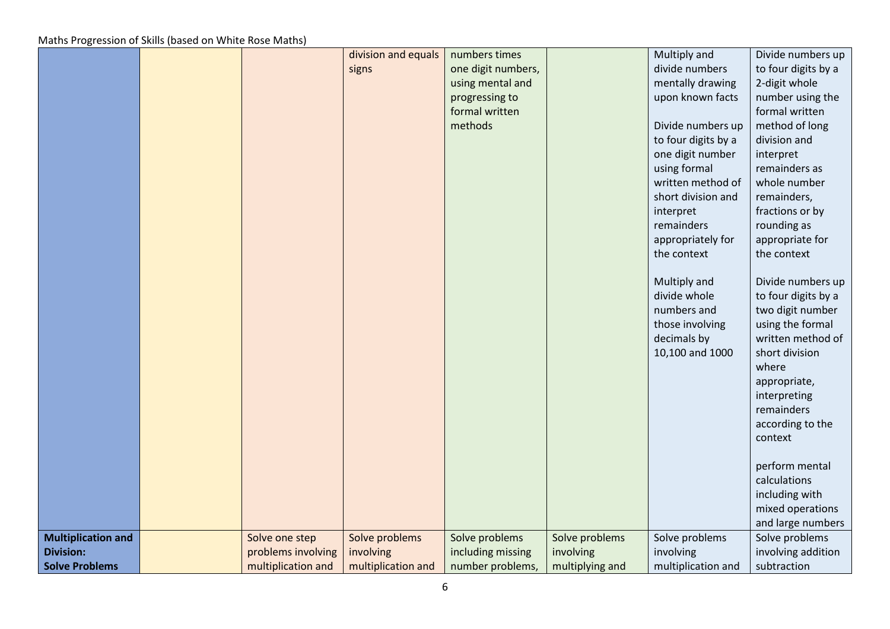Maths Progression of Skills (based on White Rose Maths)

| | | | | | | | |
|---|---|---|---|---|---|---|---|
| | | | division and equals signs | numbers times one digit numbers, using mental and progressing to formal written methods | | Multiply and divide numbers mentally drawing upon known facts<br><br>Divide numbers up to four digits by a one digit number using formal written method of short division and interpret remainders appropriately for the context<br><br>Multiply and divide whole numbers and those involving decimals by 10,100 and 1000 | Divide numbers up to four digits by a 2-digit whole number using the formal written method of long division and interpret remainders as whole number remainders, fractions or by rounding as appropriate for the context<br><br>Divide numbers up to four digits by a two digit number using the formal written method of short division where appropriate, interpreting remainders according to the context<br><br>perform mental calculations including with mixed operations and large numbers |
| **Multiplication and Division: Solve Problems** | | Solve one step problems involving multiplication and | Solve problems involving multiplication and | Solve problems including missing number problems, | Solve problems involving multiplying and | Solve problems involving multiplication and | Solve problems involving addition subtraction |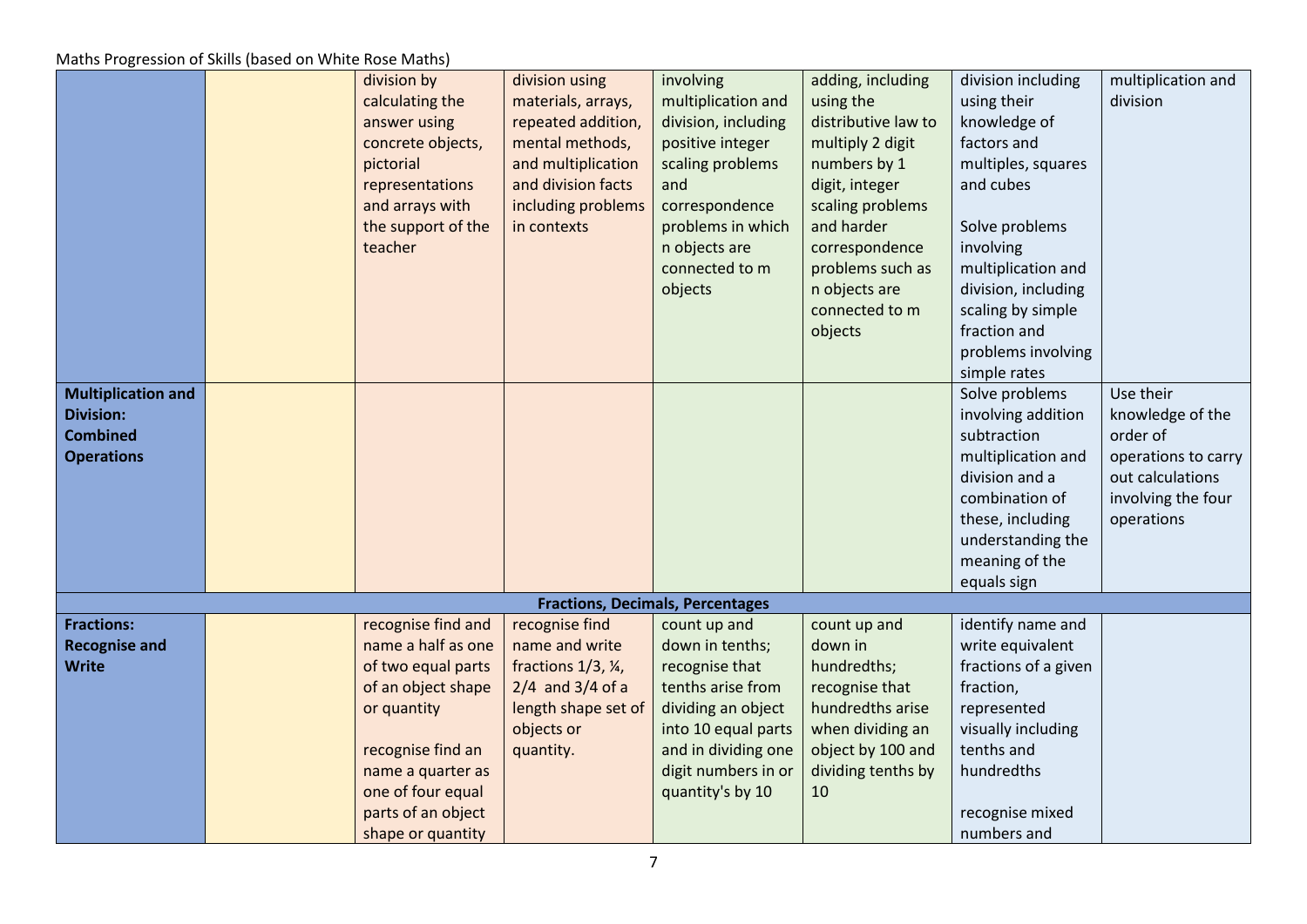Maths Progression of Skills (based on White Rose Maths)

| | | | | | | | |
|---|---|---|---|---|---|---|---|
| | | division by calculating the answer using concrete objects, pictorial representations and arrays with the support of the teacher | division using materials, arrays, repeated addition, mental methods, and multiplication and division facts including problems in contexts | involving multiplication and division, including positive integer scaling problems and correspondence problems in which n objects are connected to m objects | adding, including using the distributive law to multiply 2 digit numbers by 1 digit, integer scaling problems and harder correspondence problems such as n objects are connected to m objects | division including using their knowledge of factors and multiples, squares and cubes<br><br>Solve problems involving multiplication and division, including scaling by simple fraction and problems involving simple rates | multiplication and division |
| **Multiplication and Division: Combined Operations** | | | | | | Solve problems involving addition subtraction multiplication and division and a combination of these, including understanding the meaning of the equals sign | Use their knowledge of the order of operations to carry out calculations involving the four operations |
| **Fractions, Decimals, Percentages** | | | | | | | |
| **Fractions: Recognise and Write** | | recognise find and name a half as one of two equal parts of an object shape or quantity<br><br>recognise find an name a quarter as one of four equal parts of an object shape or quantity | recognise find name and write fractions 1/3, ¼, 2/4 and 3/4 of a length shape set of objects or quantity. | count up and down in tenths; recognise that tenths arise from dividing an object into 10 equal parts and in dividing one digit numbers in or quantity's by 10 | count up and down in hundredths; recognise that hundredths arise when dividing an object by 100 and dividing tenths by 10 | identify name and write equivalent fractions of a given fraction, represented visually including tenths and hundredths<br><br>recognise mixed numbers and | |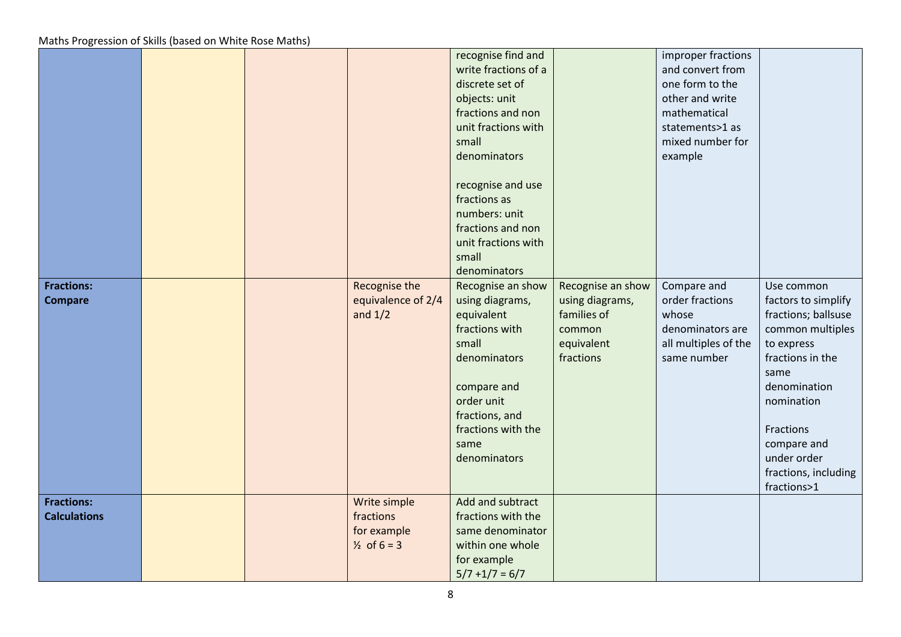Maths Progression of Skills (based on White Rose Maths)

| | | | | | | | |
|---|---|---|---|---|---|---|---|
| | | | | recognise find and write fractions of a discrete set of objects: unit fractions and non unit fractions with small denominators<br><br>recognise and use fractions as numbers: unit fractions and non unit fractions with small denominators | | improper fractions and convert from one form to the other and write mathematical statements>1 as mixed number for example | |
| **Fractions: Compare** | | | Recognise the equivalence of 2/4 and 1/2 | Recognise an show using diagrams, equivalent fractions with small denominators<br><br>compare and order unit fractions, and fractions with the same denominators | Recognise an show using diagrams, families of common equivalent fractions | Compare and order fractions whose denominators are all multiples of the same number | Use common factors to simplify fractions; ballsuse common multiples to express fractions in the same denomination nomination<br><br>Fractions compare and under order fractions, including fractions>1 |
| **Fractions: Calculations** | | | Write simple fractions for example ½ of 6 = 3 | Add and subtract fractions with the same denominator within one whole for example 5/7 +1/7 = 6/7 | | | |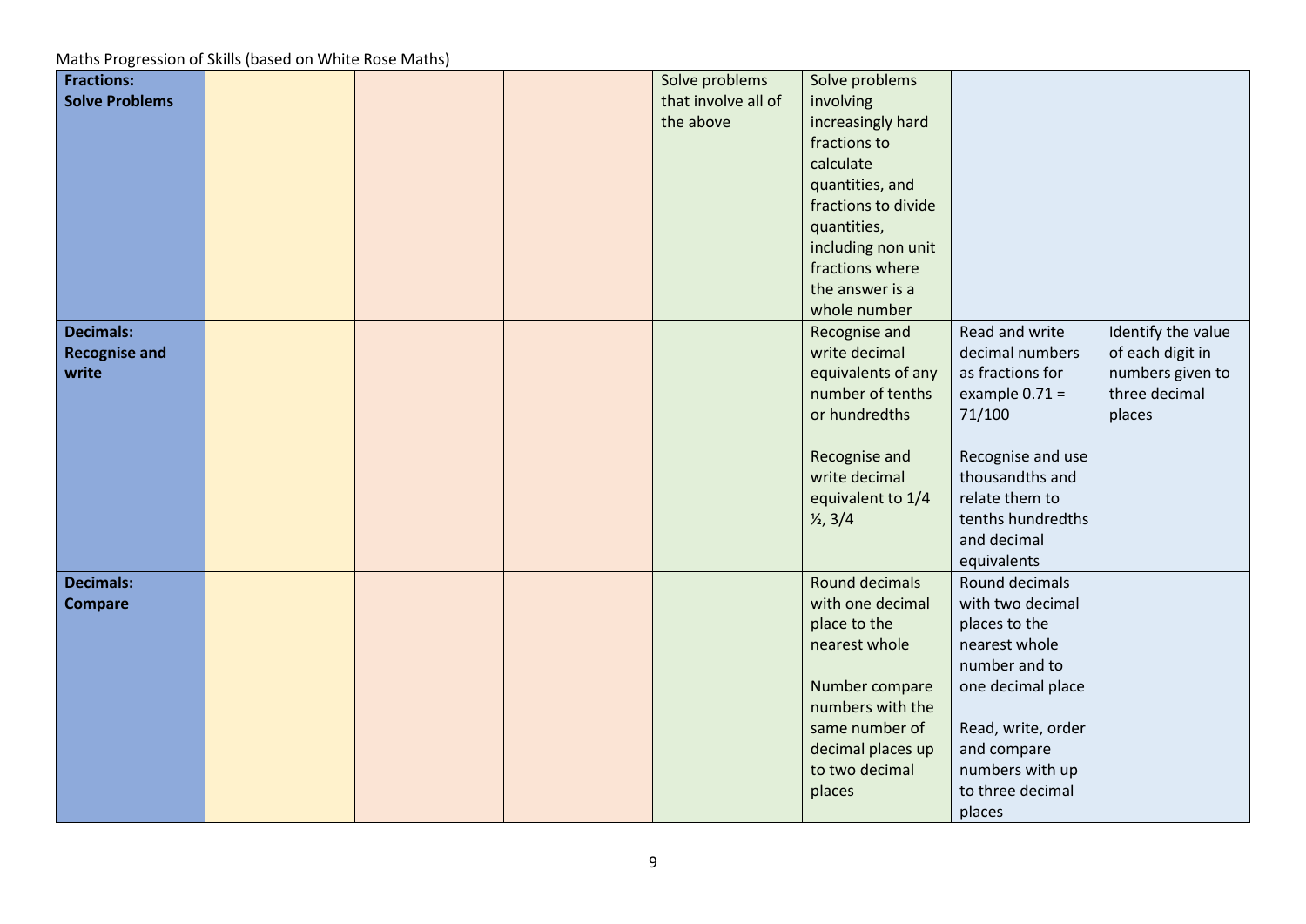Maths Progression of Skills (based on White Rose Maths)

| | | | | | | | |
|---|---|---|---|---|---|---|---|
| **Fractions: Solve Problems** | | | | Solve problems that involve all of the above | Solve problems involving increasingly hard fractions to calculate quantities, and fractions to divide quantities, including non unit fractions where the answer is a whole number | | |
| **Decimals: Recognise and write** | | | | | Recognise and write decimal equivalents of any number of tenths or hundredths<br><br>Recognise and write decimal equivalent to 1/4 ½, 3/4 | Read and write decimal numbers as fractions for example 0.71 = 71/100<br><br>Recognise and use thousandths and relate them to tenths hundredths and decimal equivalents | Identify the value of each digit in numbers given to three decimal places |
| **Decimals: Compare** | | | | | Round decimals with one decimal place to the nearest whole<br><br>Number compare numbers with the same number of decimal places up to two decimal places | Round decimals with two decimal places to the nearest whole number and to one decimal place<br><br>Read, write, order and compare numbers with up to three decimal places | |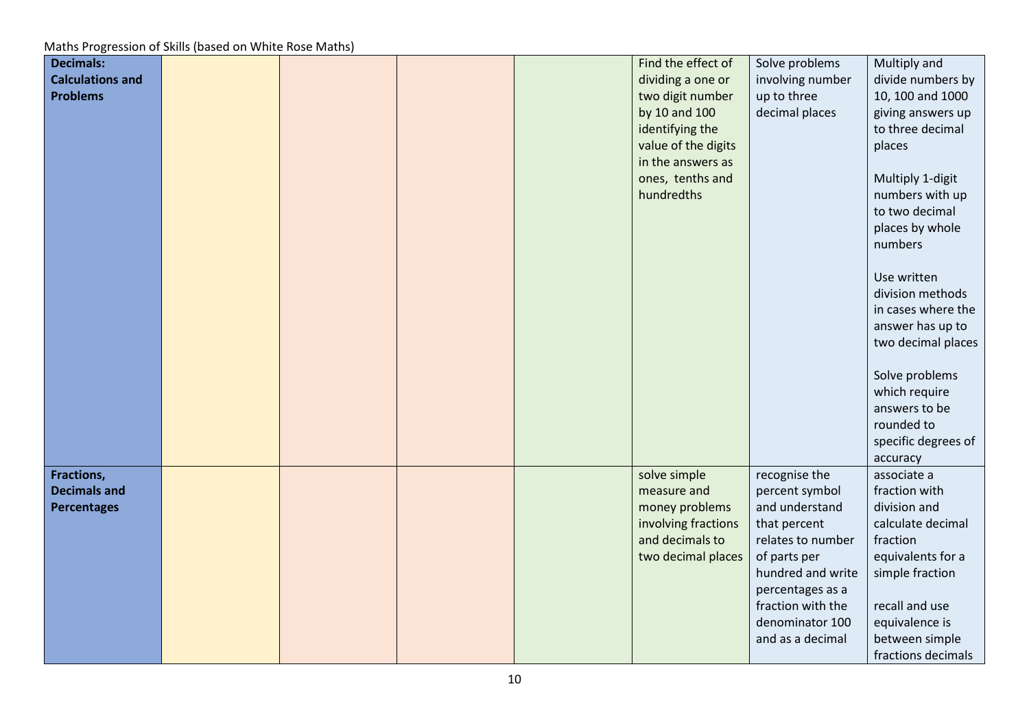Maths Progression of Skills (based on White Rose Maths)

| | | | | | | | |
|---|---|---|---|---|---|---|---|
| **Decimals: Calculations and Problems** | | | | | Find the effect of dividing a one or two digit number by 10 and 100 identifying the value of the digits in the answers as ones, tenths and hundredths | Solve problems involving number up to three decimal places | Multiply and divide numbers by 10, 100 and 1000 giving answers up to three decimal places<br><br>Multiply 1-digit numbers with up to two decimal places by whole numbers<br><br>Use written division methods in cases where the answer has up to two decimal places<br><br>Solve problems which require answers to be rounded to specific degrees of accuracy |
| **Fractions, Decimals and Percentages** | | | | | solve simple measure and money problems involving fractions and decimals to two decimal places | recognise the percent symbol and understand that percent relates to number of parts per hundred and write percentages as a fraction with the denominator 100 and as a decimal | associate a fraction with division and calculate decimal fraction equivalents for a simple fraction<br><br>recall and use equivalence is between simple fractions decimals |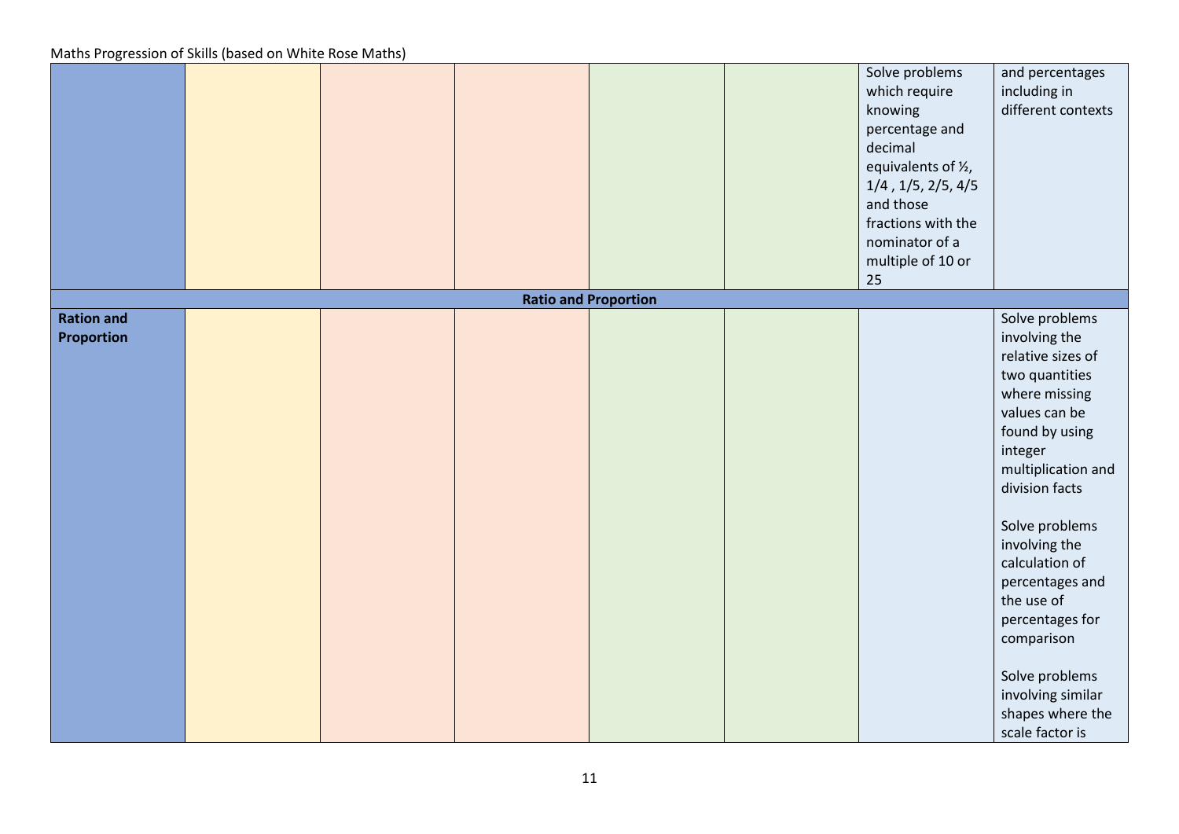Maths Progression of Skills (based on White Rose Maths)

| | | | | | | | |
|---|---|---|---|---|---|---|---|
| | | | | | | Solve problems which require knowing percentage and decimal equivalents of ½, 1/4 , 1/5, 2/5, 4/5 and those fractions with the nominator of a multiple of 10 or 25 | and percentages including in different contexts |
| **Ratio and Proportion** | | | | | | | |
| **Ration and Proportion** | | | | | | | Solve problems involving the relative sizes of two quantities where missing values can be found by using integer multiplication and division facts<br><br>Solve problems involving the calculation of percentages and the use of percentages for comparison<br><br>Solve problems involving similar shapes where the scale factor is |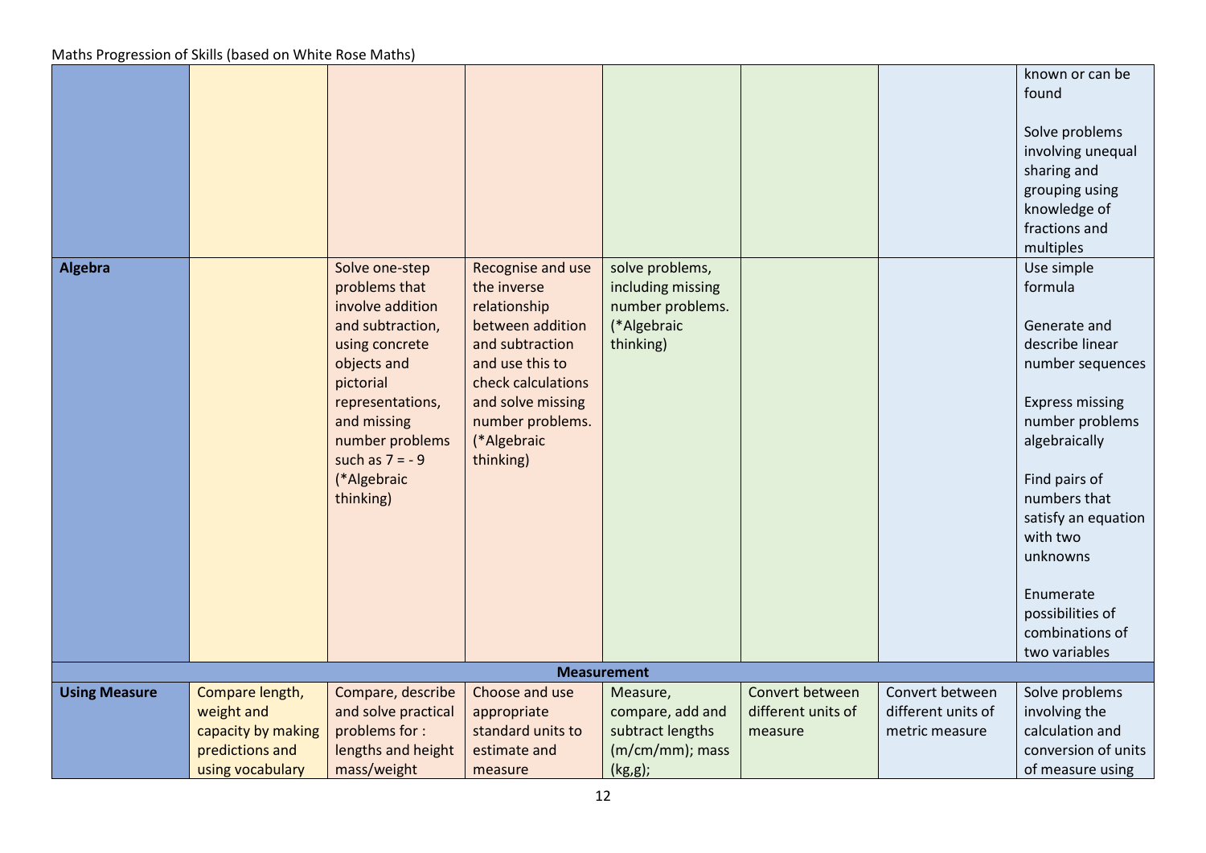Maths Progression of Skills (based on White Rose Maths)

| | | | | | | | |
|---|---|---|---|---|---|---|---|
| | | | | | | | known or can be found<br><br>Solve problems involving unequal sharing and grouping using knowledge of fractions and multiples |
| **Algebra** | | Solve one-step problems that involve addition and subtraction, using concrete objects and pictorial representations, and missing number problems such as 7 = - 9 (*Algebraic thinking) | Recognise and use the inverse relationship between addition and subtraction and use this to check calculations and solve missing number problems. (*Algebraic thinking) | solve problems, including missing number problems. (*Algebraic thinking) | | | Use simple formula<br><br>Generate and describe linear number sequences<br><br>Express missing number problems algebraically<br><br>Find pairs of numbers that satisfy an equation with two unknowns<br><br>Enumerate possibilities of combinations of two variables |
| **Measurement** | | | | | | | |
| **Using Measure** | Compare length, weight and capacity by making predictions and using vocabulary | Compare, describe and solve practical problems for : lengths and height mass/weight | Choose and use appropriate standard units to estimate and measure | Measure, compare, add and subtract lengths (m/cm/mm); mass (kg,g); | Convert between different units of measure | Convert between different units of metric measure | Solve problems involving the calculation and conversion of units of measure using |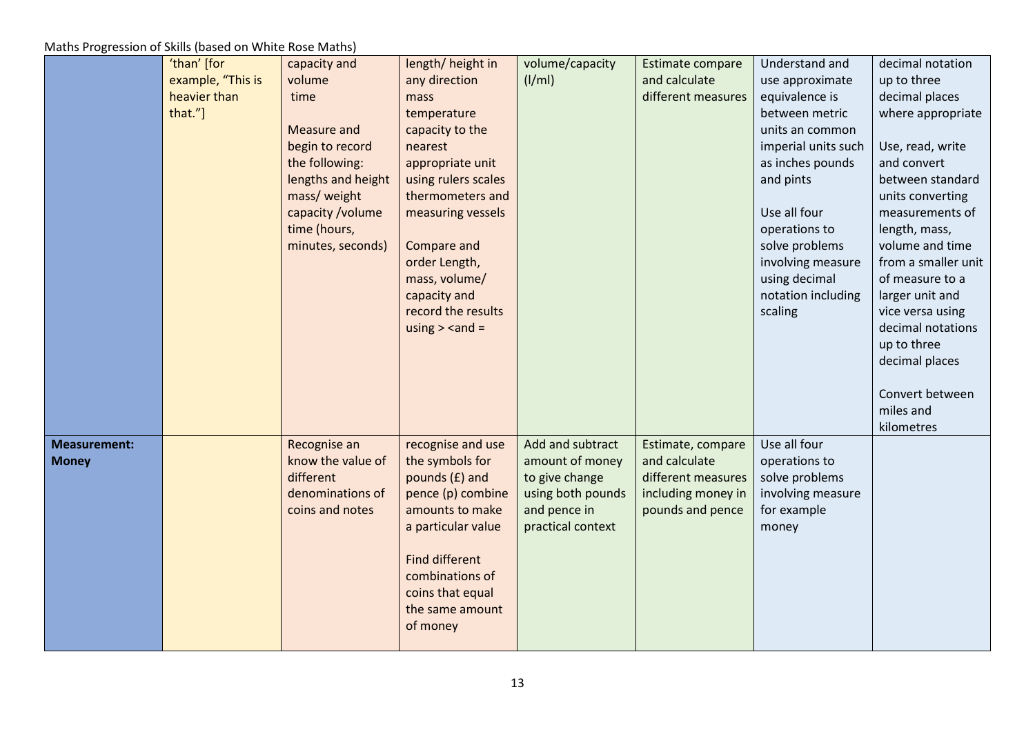Maths Progression of Skills (based on White Rose Maths)

| | | | | | | | |
|---|---|---|---|---|---|---|---|
| | 'than' [for example, "This is heavier than that."] | capacity and volume<br>time<br><br>Measure and begin to record the following:<br>lengths and height<br>mass/ weight<br>capacity /volume<br>time (hours, minutes, seconds) | length/ height in any direction<br>mass<br>temperature<br>capacity to the nearest appropriate unit using rulers scales thermometers and measuring vessels<br><br>Compare and order Length, mass, volume/ capacity and record the results using > <and = | volume/capacity (l/ml) | Estimate compare and calculate different measures | Understand and use approximate equivalence is between metric units an common imperial units such as inches pounds and pints<br><br>Use all four operations to solve problems involving measure using decimal notation including scaling | decimal notation up to three decimal places where appropriate<br><br>Use, read, write and convert between standard units converting measurements of length, mass, volume and time from a smaller unit of measure to a larger unit and vice versa using decimal notations up to three decimal places<br><br>Convert between miles and kilometres |
| **Measurement: Money** | | Recognise an know the value of different denominations of coins and notes | recognise and use the symbols for pounds (£) and pence (p) combine amounts to make a particular value<br><br>Find different combinations of coins that equal the same amount of money | Add and subtract amount of money to give change using both pounds and pence in practical context | Estimate, compare and calculate different measures including money in pounds and pence | Use all four operations to solve problems involving measure for example money | |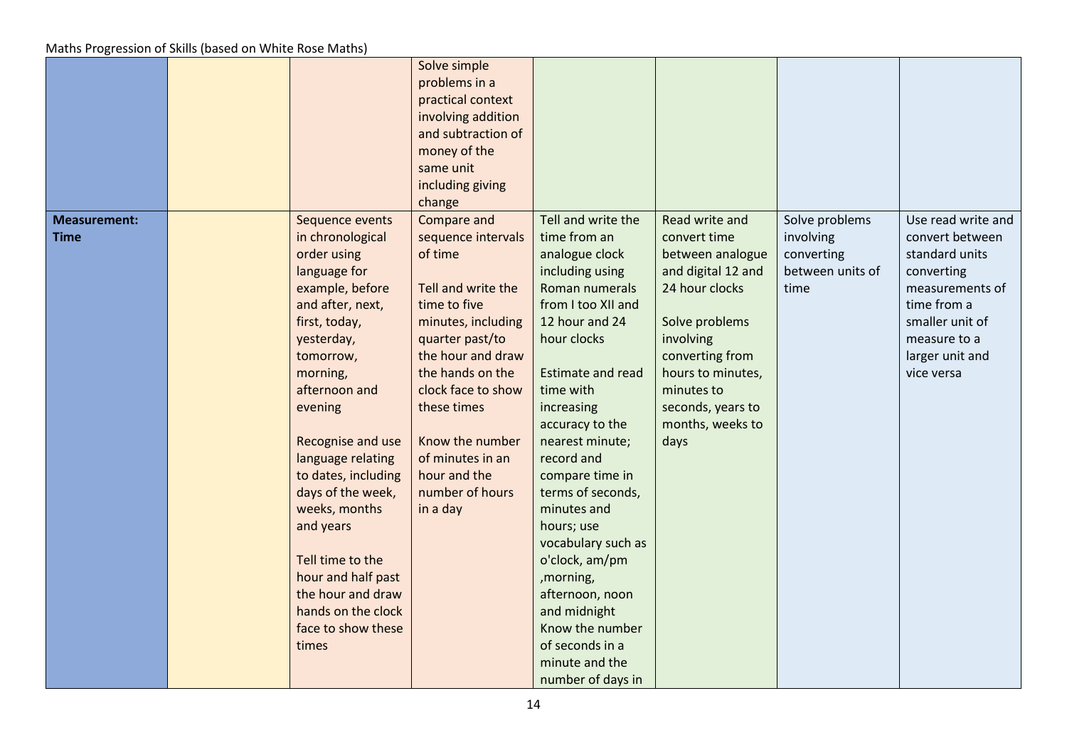Maths Progression of Skills (based on White Rose Maths)

| | | | | | | | |
|---|---|---|---|---|---|---|---|
| | | | Solve simple problems in a practical context involving addition and subtraction of money of the same unit including giving change | | | | |
| **Measurement: Time** | | Sequence events in chronological order using language for example, before and after, next, first, today, yesterday, tomorrow, morning, afternoon and evening<br><br>Recognise and use language relating to dates, including days of the week, weeks, months and years<br><br>Tell time to the hour and half past the hour and draw hands on the clock face to show these times | Compare and sequence intervals of time<br><br>Tell and write the time to five minutes, including quarter past/to the hour and draw the hands on the clock face to show these times<br><br>Know the number of minutes in an hour and the number of hours in a day | Tell and write the time from an analogue clock including using Roman numerals from I too XII and 12 hour and 24 hour clocks<br><br>Estimate and read time with increasing accuracy to the nearest minute; record and compare time in terms of seconds, minutes and hours; use vocabulary such as o'clock, am/pm ,morning, afternoon, noon and midnight<br>Know the number of seconds in a minute and the number of days in | Read write and convert time between analogue and digital 12 and 24 hour clocks<br><br>Solve problems involving converting from hours to minutes, minutes to seconds, years to months, weeks to days | Solve problems involving converting between units of time | Use read write and convert between standard units converting measurements of time from a smaller unit of measure to a larger unit and vice versa |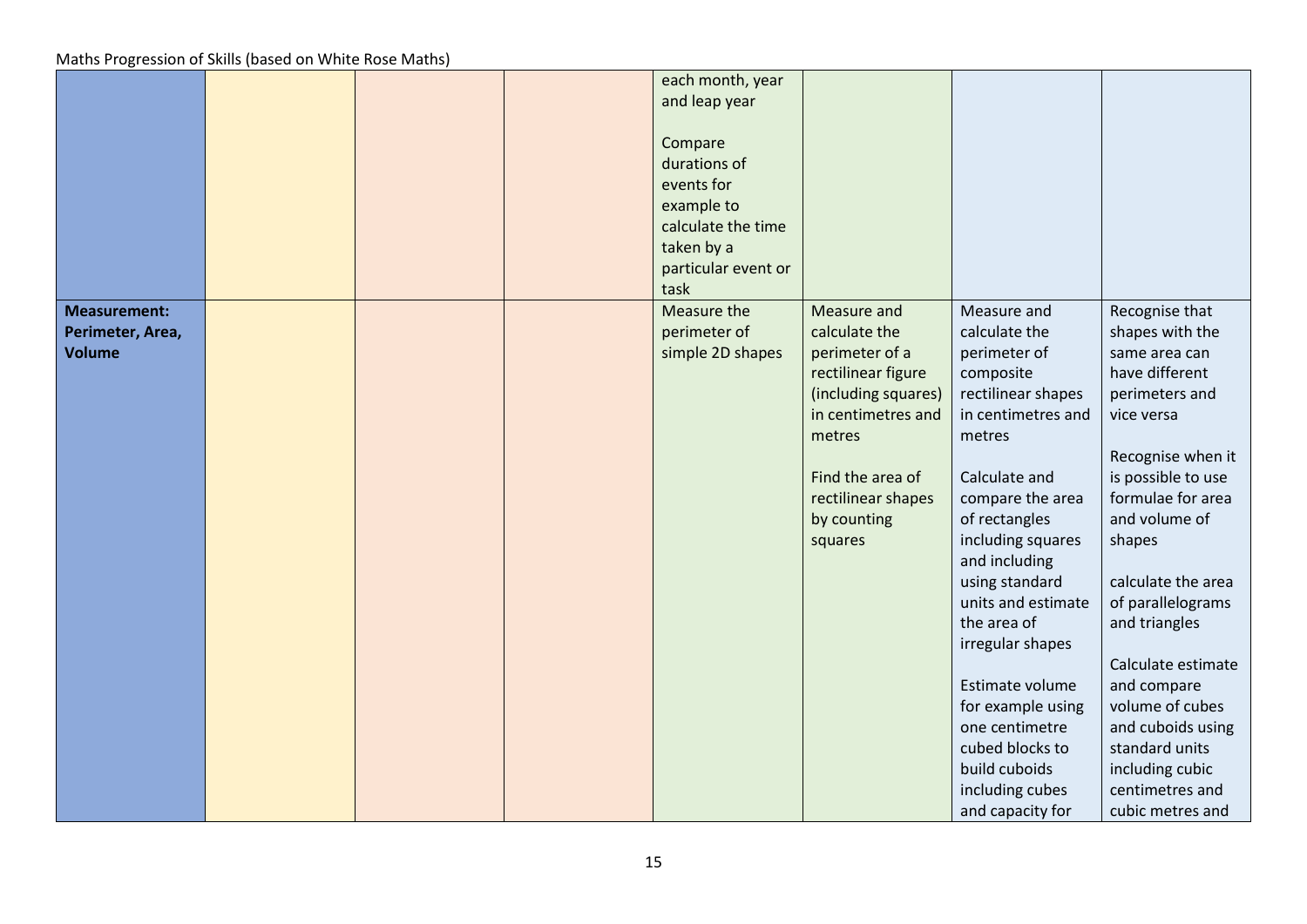Maths Progression of Skills (based on White Rose Maths)

| | | | | | | | |
|---|---|---|---|---|---|---|---|
| | | | | each month, year and leap year<br><br>Compare durations of events for example to calculate the time taken by a particular event or task | | | |
| **Measurement: Perimeter, Area, Volume** | | | | Measure the perimeter of simple 2D shapes | Measure and calculate the perimeter of a rectilinear figure (including squares) in centimetres and metres<br><br>Find the area of rectilinear shapes by counting squares | Measure and calculate the perimeter of composite rectilinear shapes in centimetres and metres<br><br>Calculate and compare the area of rectangles including squares and including using standard units and estimate the area of irregular shapes<br><br>Estimate volume for example using one centimetre cubed blocks to build cuboids including cubes and capacity for | Recognise that shapes with the same area can have different perimeters and vice versa<br><br>Recognise when it is possible to use formulae for area and volume of shapes<br><br>calculate the area of parallelograms and triangles<br><br>Calculate estimate and compare volume of cubes and cuboids using standard units including cubic centimetres and cubic metres and |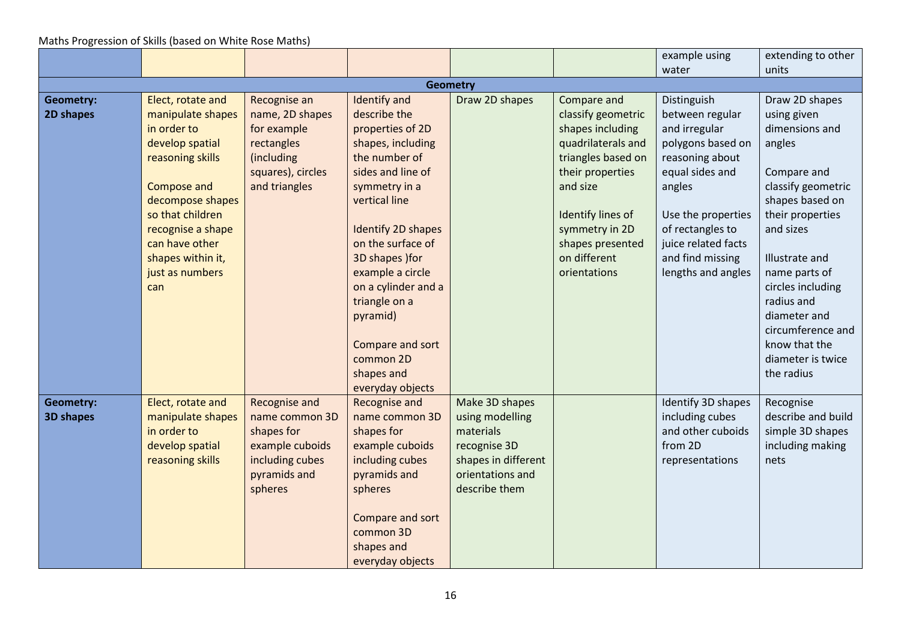Maths Progression of Skills (based on White Rose Maths)

| | | | | | | | |
|---|---|---|---|---|---|---|---|
| | | | | | | example using water | extending to other units |
| **Geometry** | | | | | | | |
| **Geometry: 2D shapes** | Elect, rotate and manipulate shapes in order to develop spatial reasoning skills<br><br>Compose and decompose shapes so that children recognise a shape can have other shapes within it, just as numbers can | Recognise an name, 2D shapes for example rectangles (including squares), circles and triangles | Identify and describe the properties of 2D shapes, including the number of sides and line of symmetry in a vertical line<br><br>Identify 2D shapes on the surface of 3D shapes )for example a circle on a cylinder and a triangle on a pyramid)<br><br>Compare and sort common 2D shapes and everyday objects | Draw 2D shapes | Compare and classify geometric shapes including quadrilaterals and triangles based on their properties and size<br><br>Identify lines of symmetry in 2D shapes presented on different orientations | Distinguish between regular and irregular polygons based on reasoning about equal sides and angles<br><br>Use the properties of rectangles to juice related facts and find missing lengths and angles | Draw 2D shapes using given dimensions and angles<br><br>Compare and classify geometric shapes based on their properties and sizes<br><br>Illustrate and name parts of circles including radius and diameter and circumference and know that the diameter is twice the radius |
| **Geometry: 3D shapes** | Elect, rotate and manipulate shapes in order to develop spatial reasoning skills | Recognise and name common 3D shapes for example cuboids including cubes pyramids and spheres | Recognise and name common 3D shapes for example cuboids including cubes pyramids and spheres<br><br>Compare and sort common 3D shapes and everyday objects | Make 3D shapes using modelling materials recognise 3D shapes in different orientations and describe them | | Identify 3D shapes including cubes and other cuboids from 2D representations | Recognise describe and build simple 3D shapes including making nets |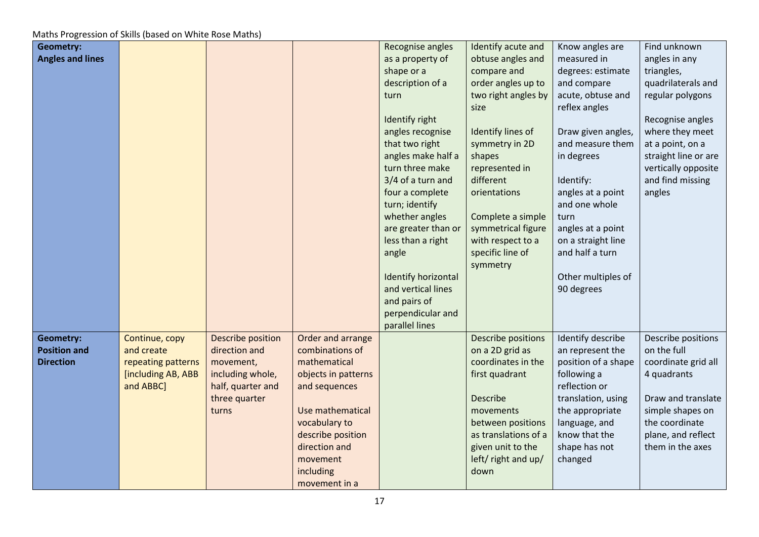Maths Progression of Skills (based on White Rose Maths)

| | | | | | | | |
|---|---|---|---|---|---|---|---|
| **Geometry: Angles and lines** | | | | Recognise angles as a property of shape or a description of a turn<br><br>Identify right angles recognise that two right angles make half a turn three make 3/4 of a turn and four a complete turn; identify whether angles are greater than or less than a right angle<br><br>Identify horizontal and vertical lines and pairs of perpendicular and parallel lines | Identify acute and obtuse angles and compare and order angles up to two right angles by size<br><br>Identify lines of symmetry in 2D shapes represented in different orientations<br><br>Complete a simple symmetrical figure with respect to a specific line of symmetry | Know angles are measured in degrees: estimate and compare acute, obtuse and reflex angles<br><br>Draw given angles, and measure them in degrees<br><br>Identify:<br>angles at a point and one whole turn<br>angles at a point on a straight line and half a turn<br><br>Other multiples of 90 degrees | Find unknown angles in any triangles, quadrilaterals and regular polygons<br><br>Recognise angles where they meet at a point, on a straight line or are vertically opposite and find missing angles |
| **Geometry: Position and Direction** | Continue, copy and create repeating patterns [including AB, ABB and ABBC] | Describe position direction and movement, including whole, half, quarter and three quarter turns | Order and arrange combinations of mathematical objects in patterns and sequences<br><br>Use mathematical vocabulary to describe position direction and movement including movement in a | | Describe positions on a 2D grid as coordinates in the first quadrant<br><br>Describe movements between positions as translations of a given unit to the left/ right and up/ down | Identify describe an represent the position of a shape following a reflection or translation, using the appropriate language, and know that the shape has not changed | Describe positions on the full coordinate grid all 4 quadrants<br><br>Draw and translate simple shapes on the coordinate plane, and reflect them in the axes |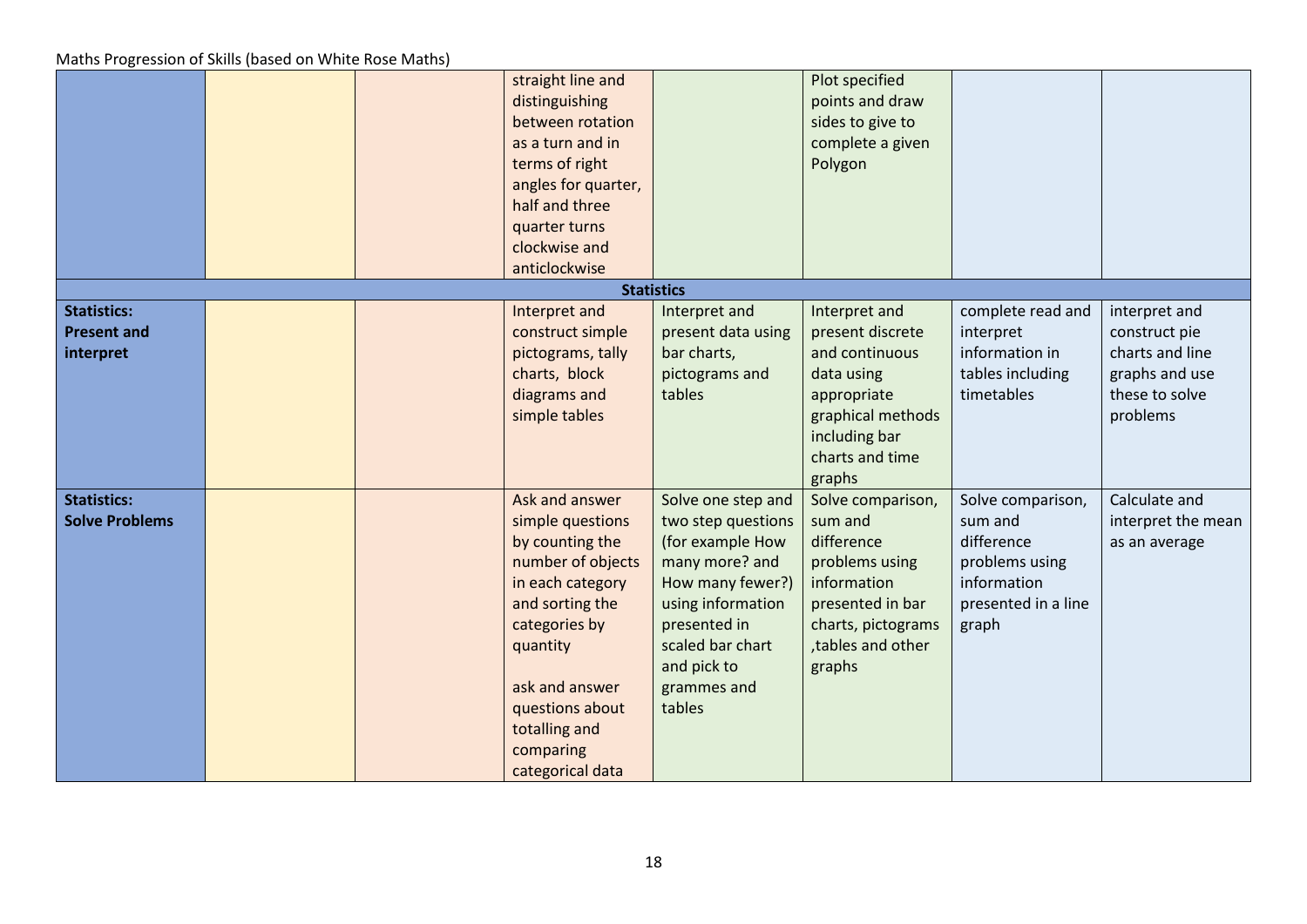Maths Progression of Skills (based on White Rose Maths)

| | | | | | | | |
|---|---|---|---|---|---|---|---|
| | | | straight line and distinguishing between rotation as a turn and in terms of right angles for quarter, half and three quarter turns clockwise and anticlockwise | | Plot specified points and draw sides to give to complete a given Polygon | | |
| **Statistics** | | | | | | | |
| **Statistics: Present and interpret** | | | Interpret and construct simple pictograms, tally charts, block diagrams and simple tables | Interpret and present data using bar charts, pictograms and tables | Interpret and present discrete and continuous data using appropriate graphical methods including bar charts and time graphs | complete read and interpret information in tables including timetables | interpret and construct pie charts and line graphs and use these to solve problems |
| **Statistics: Solve Problems** | | | Ask and answer simple questions by counting the number of objects in each category and sorting the categories by quantity<br><br>ask and answer questions about totalling and comparing categorical data | Solve one step and two step questions (for example How many more? and How many fewer?) using information presented in scaled bar chart and pick to grammes and tables | Solve comparison, sum and difference problems using information presented in bar charts, pictograms ,tables and other graphs | Solve comparison, sum and difference problems using information presented in a line graph | Calculate and interpret the mean as an average |